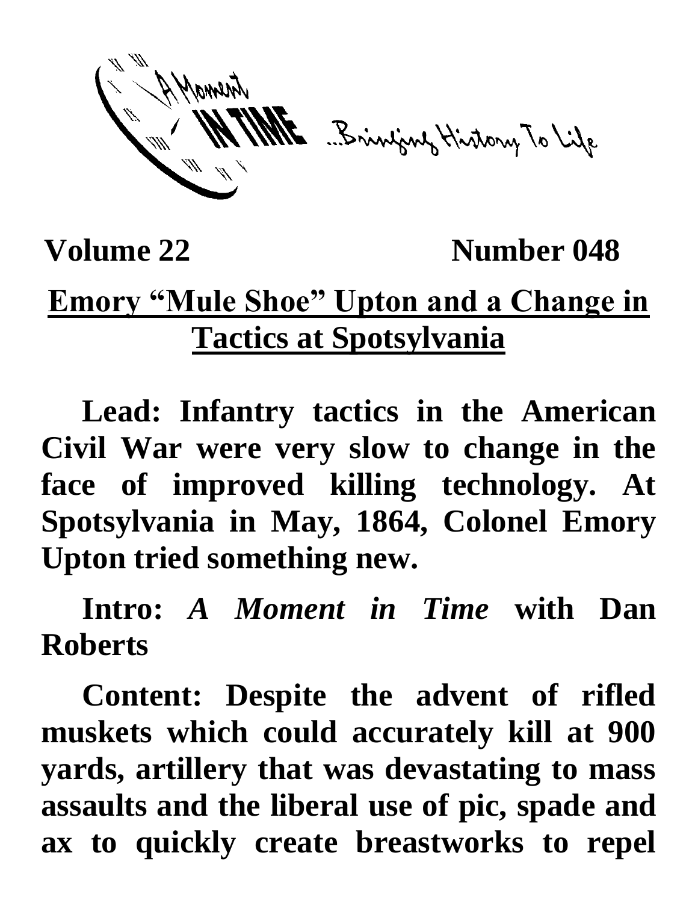A Moment IN TIME ...Bringing History To Life

**Volume 22 Number 048**

# Emory "Mule Shoe" Upton and a Change in Tactics at Spotsylvania

**Lead: Infantry tactics in the American Civil War were very slow to change in the face of improved killing technology. At Spotsylvania in May, 1864, Colonel Emory Upton tried something new.**

**Intro:** ***A Moment in Time*** **with Dan Roberts**

**Content: Despite the advent of rifled muskets which could accurately kill at 900 yards, artillery that was devastating to mass assaults and the liberal use of pic, spade and ax to quickly create breastworks to repel**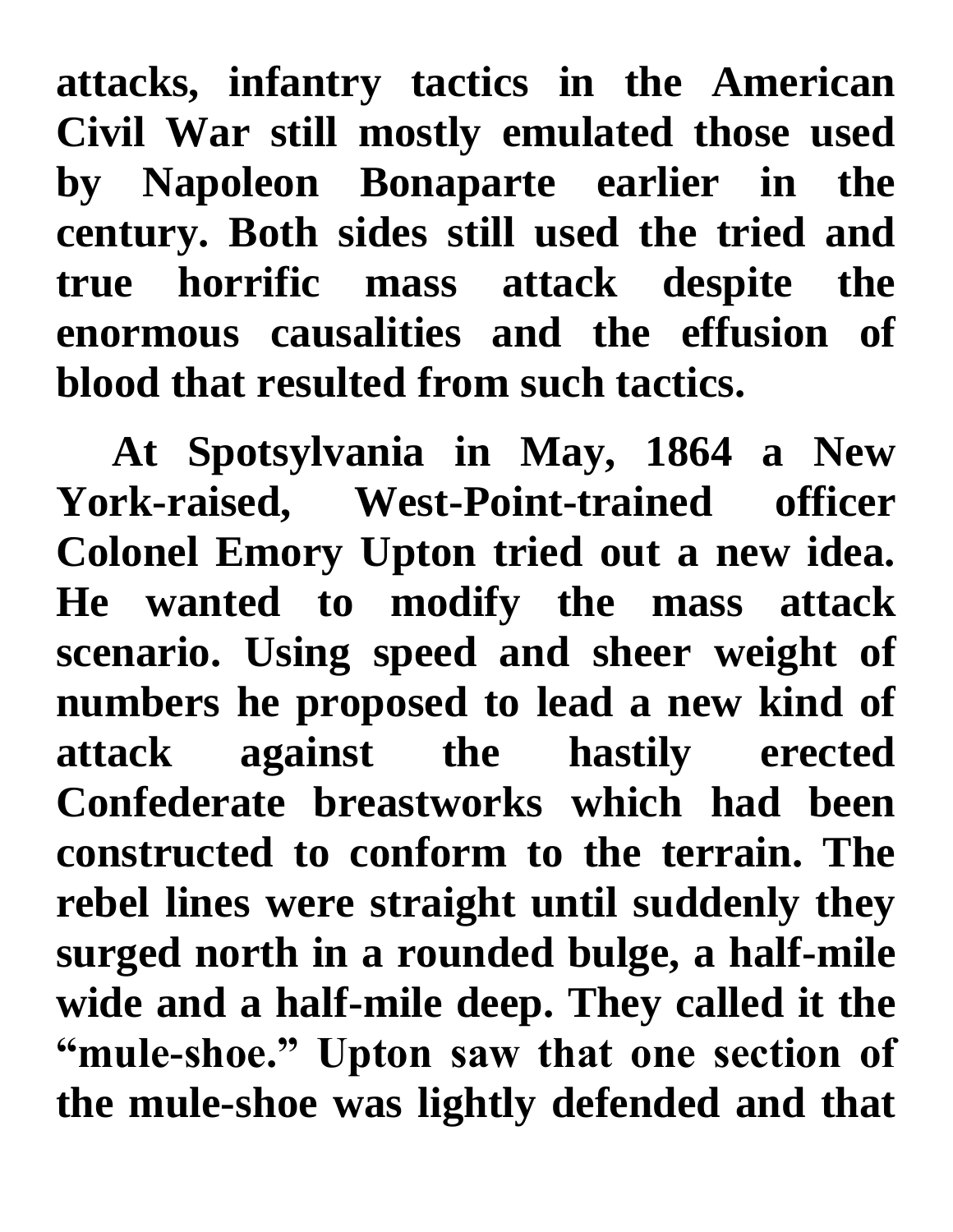attacks, infantry tactics in the American Civil War still mostly emulated those used by Napoleon Bonaparte earlier in the century. Both sides still used the tried and true horrific mass attack despite the enormous causalities and the effusion of blood that resulted from such tactics.

At Spotsylvania in May, 1864 a New York-raised, West-Point-trained officer Colonel Emory Upton tried out a new idea. He wanted to modify the mass attack scenario. Using speed and sheer weight of numbers he proposed to lead a new kind of attack against the hastily erected Confederate breastworks which had been constructed to conform to the terrain. The rebel lines were straight until suddenly they surged north in a rounded bulge, a half-mile wide and a half-mile deep. They called it the "mule-shoe." Upton saw that one section of the mule-shoe was lightly defended and that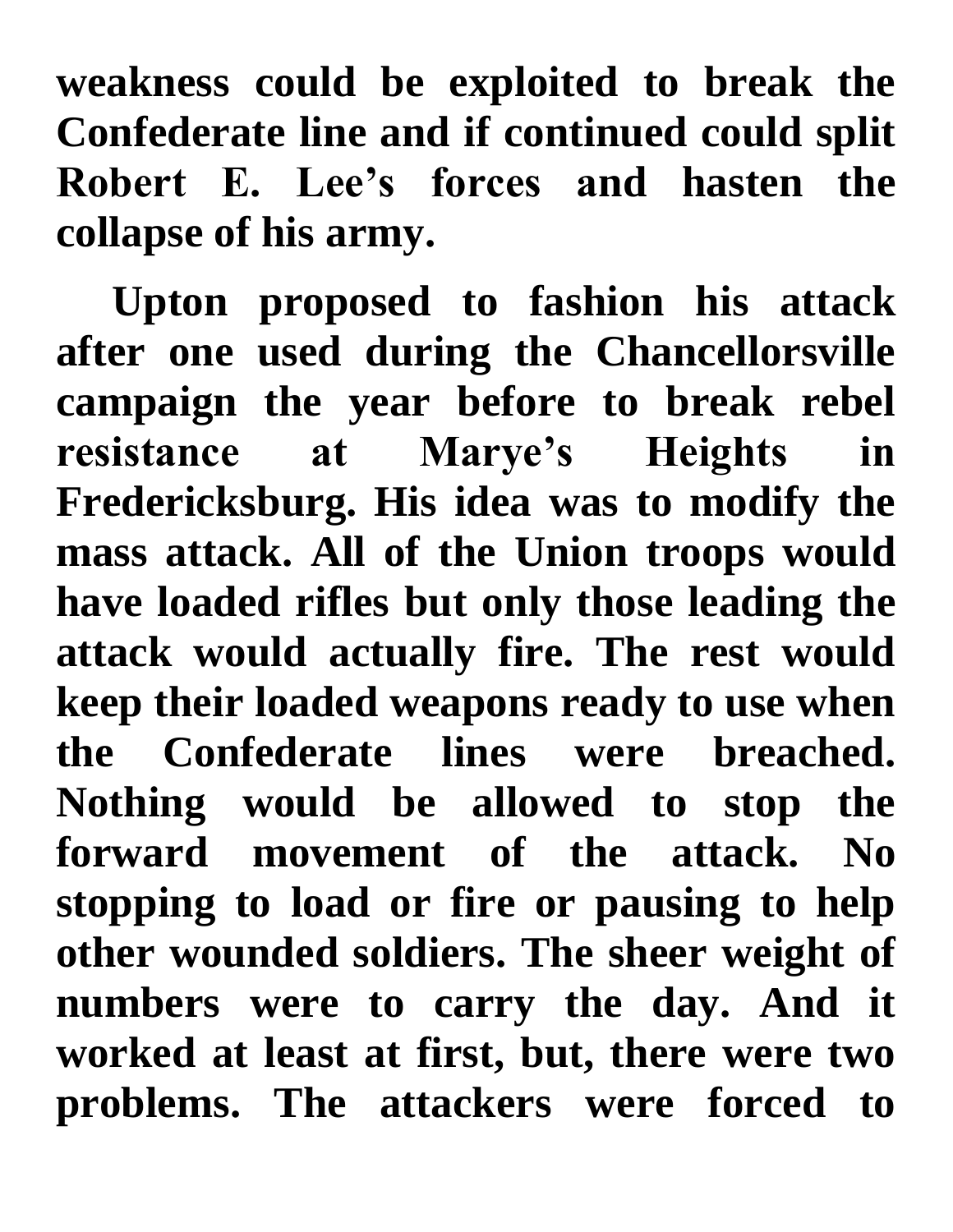weakness could be exploited to break the Confederate line and if continued could split Robert E. Lee's forces and hasten the collapse of his army.

Upton proposed to fashion his attack after one used during the Chancellorsville campaign the year before to break rebel resistance at Marye's Heights in Fredericksburg. His idea was to modify the mass attack. All of the Union troops would have loaded rifles but only those leading the attack would actually fire. The rest would keep their loaded weapons ready to use when the Confederate lines were breached. Nothing would be allowed to stop the forward movement of the attack. No stopping to load or fire or pausing to help other wounded soldiers. The sheer weight of numbers were to carry the day. And it worked at least at first, but, there were two problems. The attackers were forced to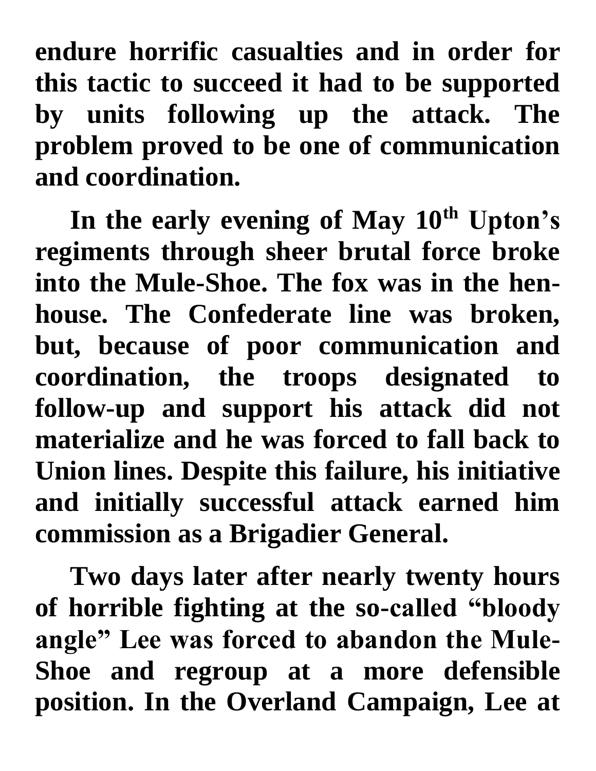**endure horrific casualties and in order for this tactic to succeed it had to be supported by units following up the attack. The problem proved to be one of communication and coordination.**

**In the early evening of May 10th Upton's regiments through sheer brutal force broke into the Mule-Shoe. The fox was in the hen-house. The Confederate line was broken, but, because of poor communication and coordination, the troops designated to follow-up and support his attack did not materialize and he was forced to fall back to Union lines. Despite this failure, his initiative and initially successful attack earned him commission as a Brigadier General.**

**Two days later after nearly twenty hours of horrible fighting at the so-called "bloody angle" Lee was forced to abandon the Mule-Shoe and regroup at a more defensible position. In the Overland Campaign, Lee at**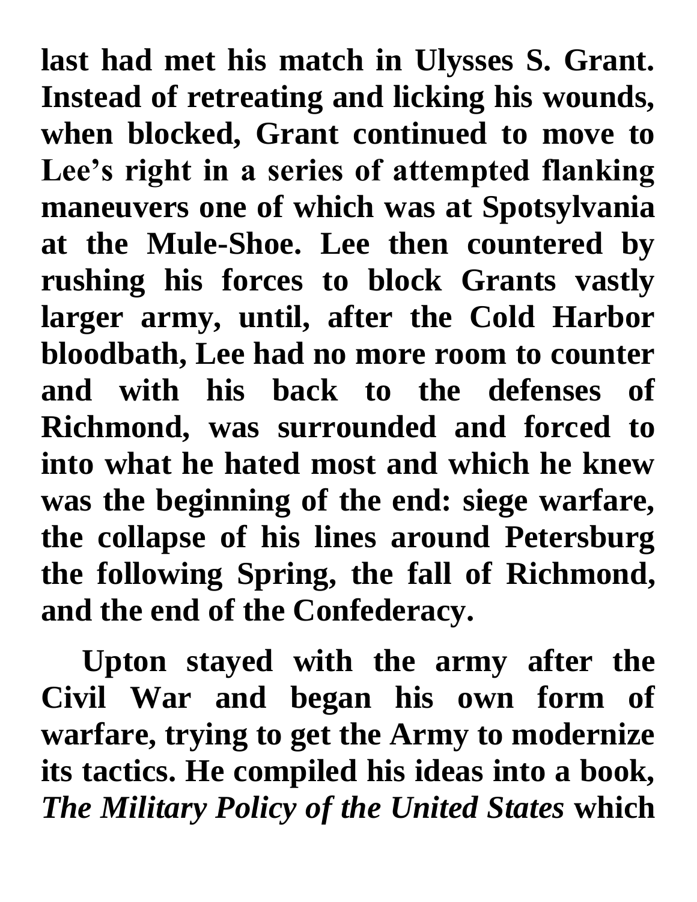last had met his match in Ulysses S. Grant. Instead of retreating and licking his wounds, when blocked, Grant continued to move to Lee's right in a series of attempted flanking maneuvers one of which was at Spotsylvania at the Mule-Shoe. Lee then countered by rushing his forces to block Grants vastly larger army, until, after the Cold Harbor bloodbath, Lee had no more room to counter and with his back to the defenses of Richmond, was surrounded and forced to into what he hated most and which he knew was the beginning of the end: siege warfare, the collapse of his lines around Petersburg the following Spring, the fall of Richmond, and the end of the Confederacy.

Upton stayed with the army after the Civil War and began his own form of warfare, trying to get the Army to modernize its tactics. He compiled his ideas into a book, *The Military Policy of the United States* which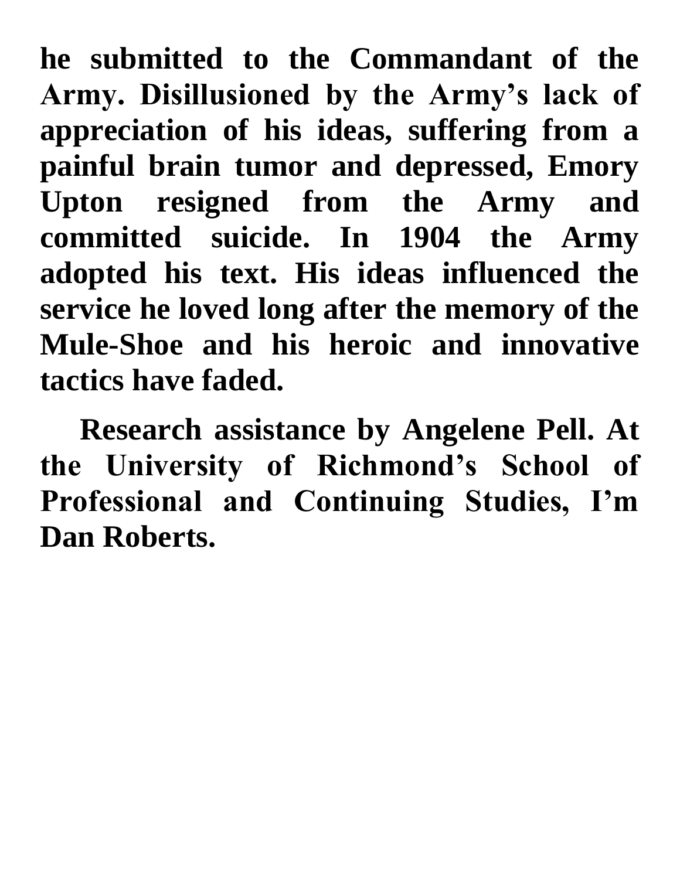**he submitted to the Commandant of the Army. Disillusioned by the Army's lack of appreciation of his ideas, suffering from a painful brain tumor and depressed, Emory Upton resigned from the Army and committed suicide. In 1904 the Army adopted his text. His ideas influenced the service he loved long after the memory of the Mule-Shoe and his heroic and innovative tactics have faded.**

**Research assistance by Angelene Pell. At the University of Richmond's School of Professional and Continuing Studies, I'm Dan Roberts.**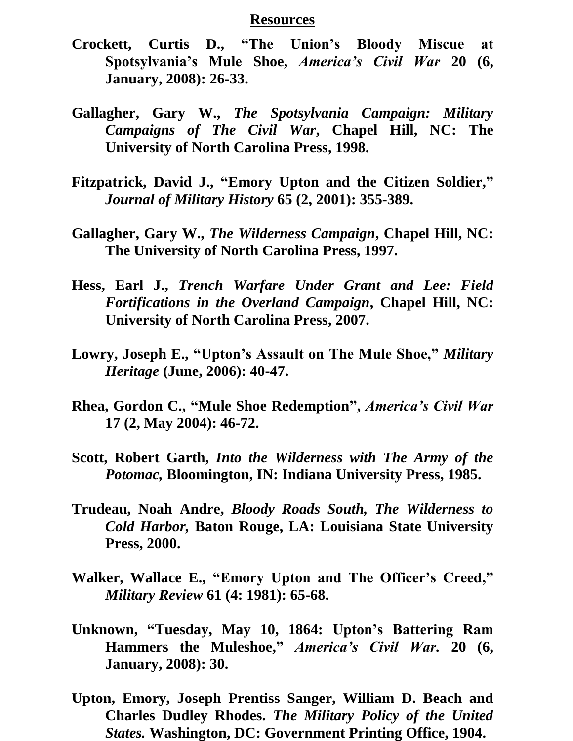## Resources

**Crockett, Curtis D., "The Union's Bloody Miscue at Spotsylvania's Mule Shoe, *America's Civil War* 20 (6, January, 2008): 26-33.**

**Gallagher, Gary W., *The Spotsylvania Campaign: Military Campaigns of The Civil War*, Chapel Hill, NC: The University of North Carolina Press, 1998.**

**Fitzpatrick, David J., "Emory Upton and the Citizen Soldier," *Journal of Military History* 65 (2, 2001): 355-389.**

**Gallagher, Gary W., *The Wilderness Campaign*, Chapel Hill, NC: The University of North Carolina Press, 1997.**

**Hess, Earl J., *Trench Warfare Under Grant and Lee: Field Fortifications in the Overland Campaign*, Chapel Hill, NC: University of North Carolina Press, 2007.**

**Lowry, Joseph E., "Upton's Assault on The Mule Shoe," *Military Heritage* (June, 2006): 40-47.**

**Rhea, Gordon C., "Mule Shoe Redemption", *America's Civil War* 17 (2, May 2004): 46-72.**

**Scott, Robert Garth, *Into the Wilderness with The Army of the Potomac,* Bloomington, IN: Indiana University Press, 1985.**

**Trudeau, Noah Andre, *Bloody Roads South, The Wilderness to Cold Harbor,* Baton Rouge, LA: Louisiana State University Press, 2000.**

**Walker, Wallace E., "Emory Upton and The Officer's Creed," *Military Review* 61 (4: 1981): 65-68.**

**Unknown, "Tuesday, May 10, 1864: Upton's Battering Ram Hammers the Muleshoe," *America's Civil War.* 20 (6, January, 2008): 30.**

**Upton, Emory, Joseph Prentiss Sanger, William D. Beach and Charles Dudley Rhodes. *The Military Policy of the United States.* Washington, DC: Government Printing Office, 1904.**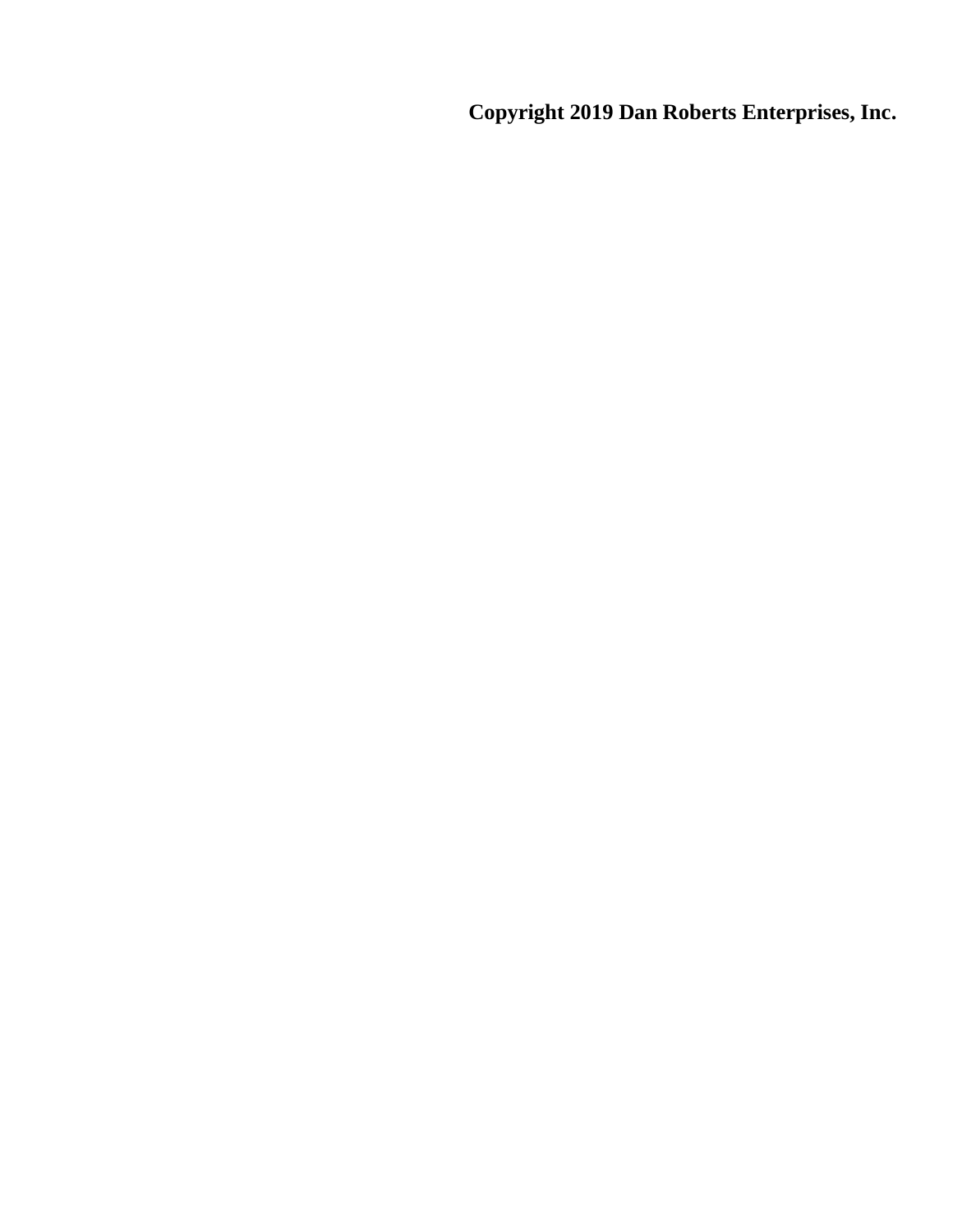**Copyright 2019 Dan Roberts Enterprises, Inc.**